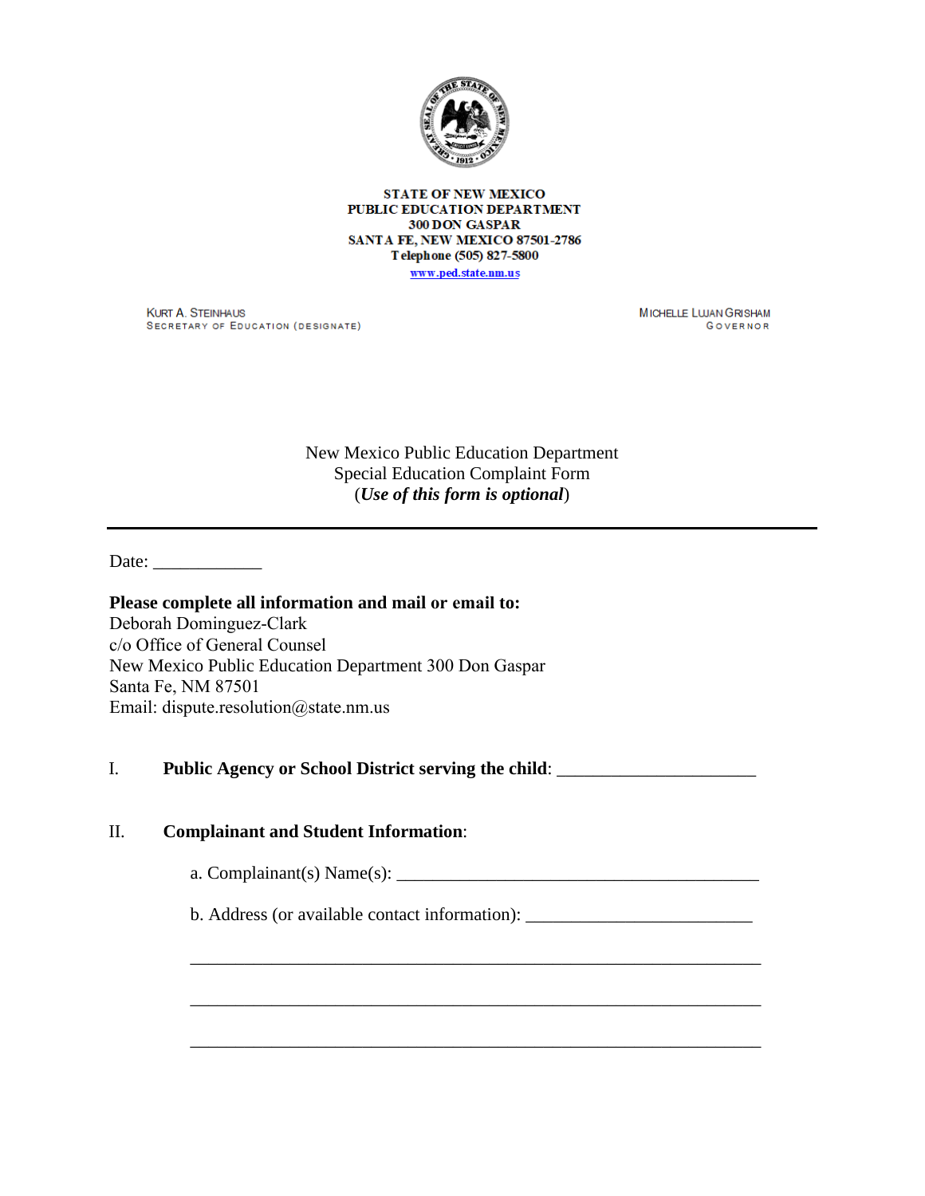**STATE OF NEW MEXICO**
**PUBLIC EDUCATION DEPARTMENT**
**300 DON GASPAR**
**SANTA FE, NEW MEXICO 87501-2786**
**Telephone (505) 827-5800**
**www.ped.state.nm.us**

KURT A. STEINHAUS
SECRETARY OF EDUCATION (DESIGNATE)

MICHELLE LUJAN GRISHAM
GOVERNOR

New Mexico Public Education Department
Special Education Complaint Form
(***Use of this form is optional***)

---

Date: ____________

**Please complete all information and mail or email to:**
Deborah Dominguez-Clark
c/o Office of General Counsel
New Mexico Public Education Department 300 Don Gaspar
Santa Fe, NM 87501
Email: dispute.resolution@state.nm.us

I. **Public Agency or School District serving the child**: _____________________

II. **Complainant and Student Information**:

a. Complainant(s) Name(s): ________________________________________

b. Address (or available contact information): ________________________

_______________________________________________________________

_______________________________________________________________

_______________________________________________________________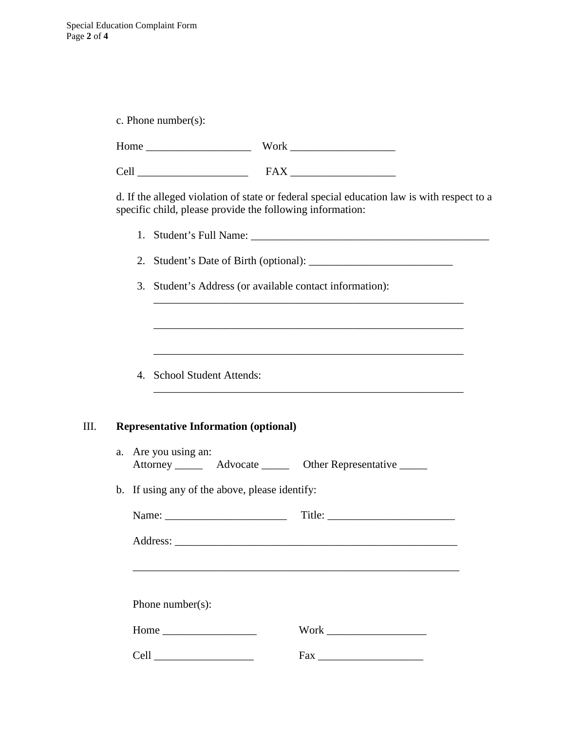c. Phone number(s):

Home ___________________ Work ___________________

Cell ____________________ FAX ___________________

d. If the alleged violation of state or federal special education law is with respect to a specific child, please provide the following information:

1. Student's Full Name: ____________________________________________
2. Student's Date of Birth (optional): __________________________
3. Student's Address (or available contact information): __________________________________________________________

   __________________________________________________________

   __________________________________________________________
4. School Student Attends: __________________________________________________________

## III. Representative Information (optional)

a. Are you using an:
   Attorney _____ Advocate _____ Other Representative _____

b. If using any of the above, please identify:

   Name: ______________________ Title: _______________________

   Address: _____________________________________________________

   ____________________________________________________________

   Phone number(s):

   Home _________________ Work __________________

   Cell __________________ Fax ___________________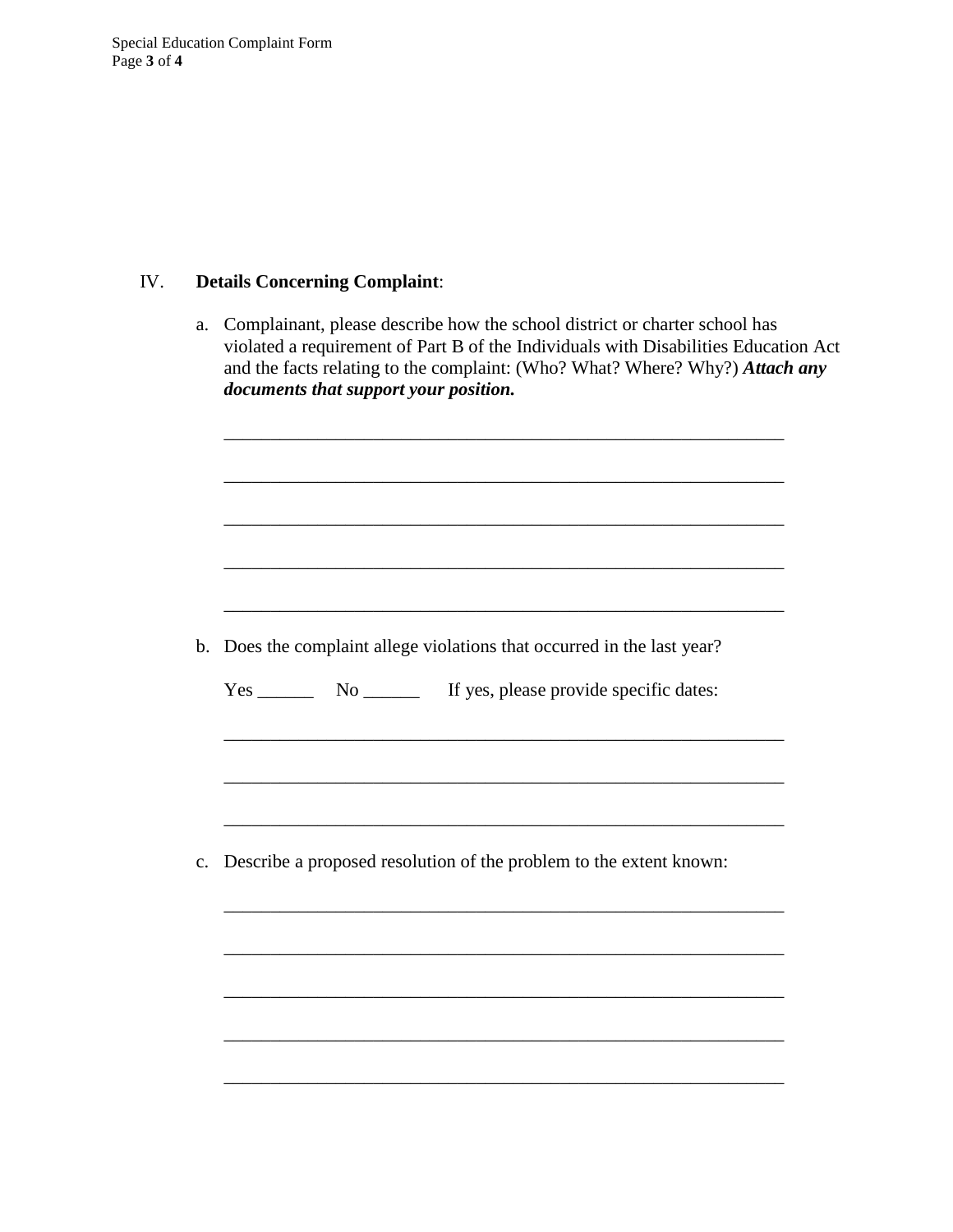IV. **Details Concerning Complaint**:

a. Complainant, please describe how the school district or charter school has violated a requirement of Part B of the Individuals with Disabilities Education Act and the facts relating to the complaint: (Who? What? Where? Why?) ***Attach any documents that support your position.***

______________________________________________________________

______________________________________________________________

______________________________________________________________

______________________________________________________________

______________________________________________________________

b. Does the complaint allege violations that occurred in the last year?

Yes ______ No ______ If yes, please provide specific dates:

______________________________________________________________

______________________________________________________________

______________________________________________________________

c. Describe a proposed resolution of the problem to the extent known:

______________________________________________________________

______________________________________________________________

______________________________________________________________

______________________________________________________________

______________________________________________________________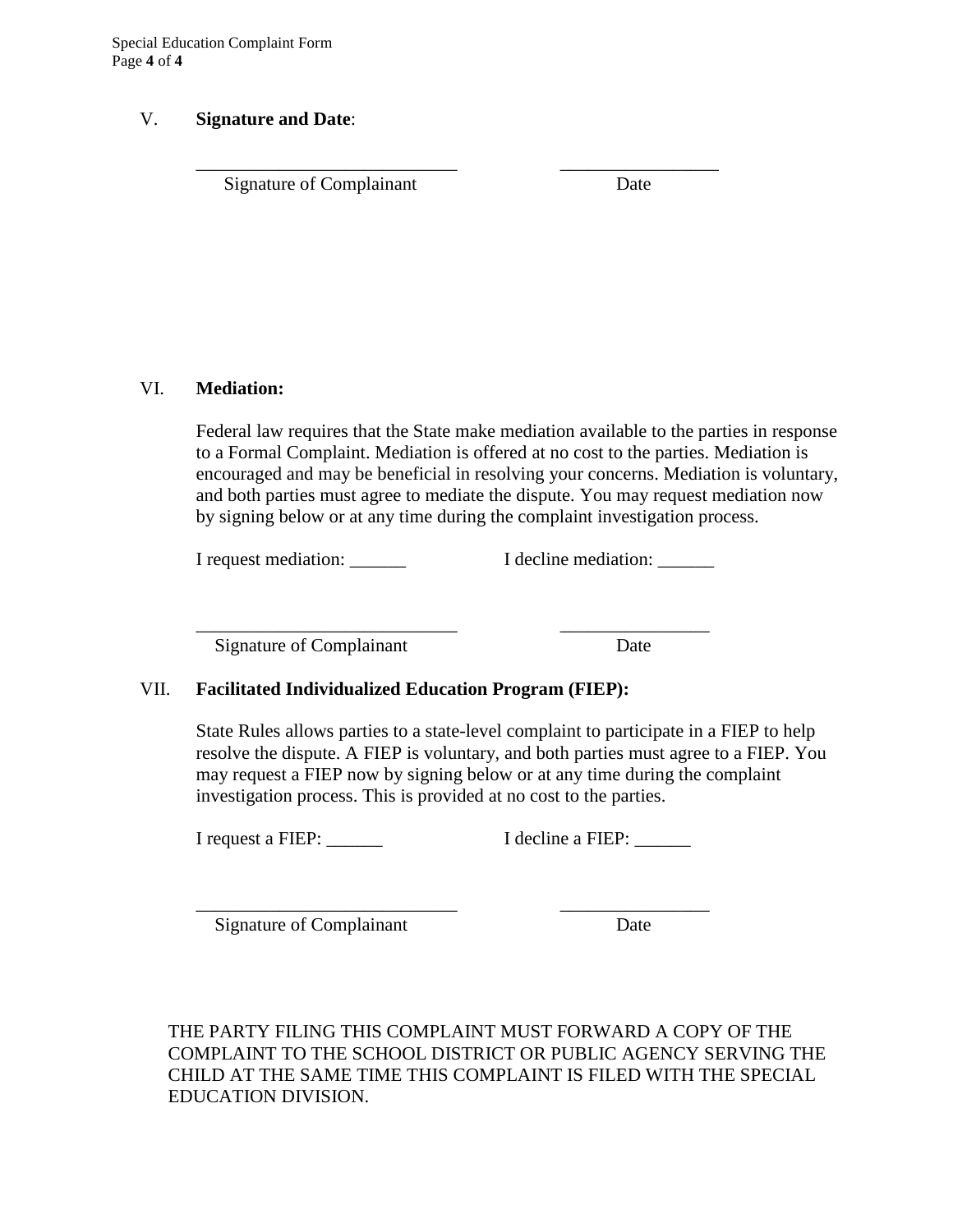## V. **Signature and Date**:

\_\_\_\_\_\_\_\_\_\_\_\_\_\_\_\_\_\_\_\_\_\_\_\_\_\_\_\_ \_\_\_\_\_\_\_\_\_\_\_\_\_\_\_\_\_

Signature of Complainant Date

## VI. **Mediation:**

Federal law requires that the State make mediation available to the parties in response to a Formal Complaint. Mediation is offered at no cost to the parties. Mediation is encouraged and may be beneficial in resolving your concerns. Mediation is voluntary, and both parties must agree to mediate the dispute. You may request mediation now by signing below or at any time during the complaint investigation process.

I request mediation: \_\_\_\_\_\_ I decline mediation: \_\_\_\_\_\_

\_\_\_\_\_\_\_\_\_\_\_\_\_\_\_\_\_\_\_\_\_\_\_\_\_\_\_\_ \_\_\_\_\_\_\_\_\_\_\_\_\_\_\_\_

Signature of Complainant Date

## VII. **Facilitated Individualized Education Program (FIEP):**

State Rules allows parties to a state-level complaint to participate in a FIEP to help resolve the dispute. A FIEP is voluntary, and both parties must agree to a FIEP. You may request a FIEP now by signing below or at any time during the complaint investigation process. This is provided at no cost to the parties.

I request a FIEP: \_\_\_\_\_\_ I decline a FIEP: \_\_\_\_\_\_

\_\_\_\_\_\_\_\_\_\_\_\_\_\_\_\_\_\_\_\_\_\_\_\_\_\_\_\_ \_\_\_\_\_\_\_\_\_\_\_\_\_\_\_\_

Signature of Complainant Date

THE PARTY FILING THIS COMPLAINT MUST FORWARD A COPY OF THE COMPLAINT TO THE SCHOOL DISTRICT OR PUBLIC AGENCY SERVING THE CHILD AT THE SAME TIME THIS COMPLAINT IS FILED WITH THE SPECIAL EDUCATION DIVISION.